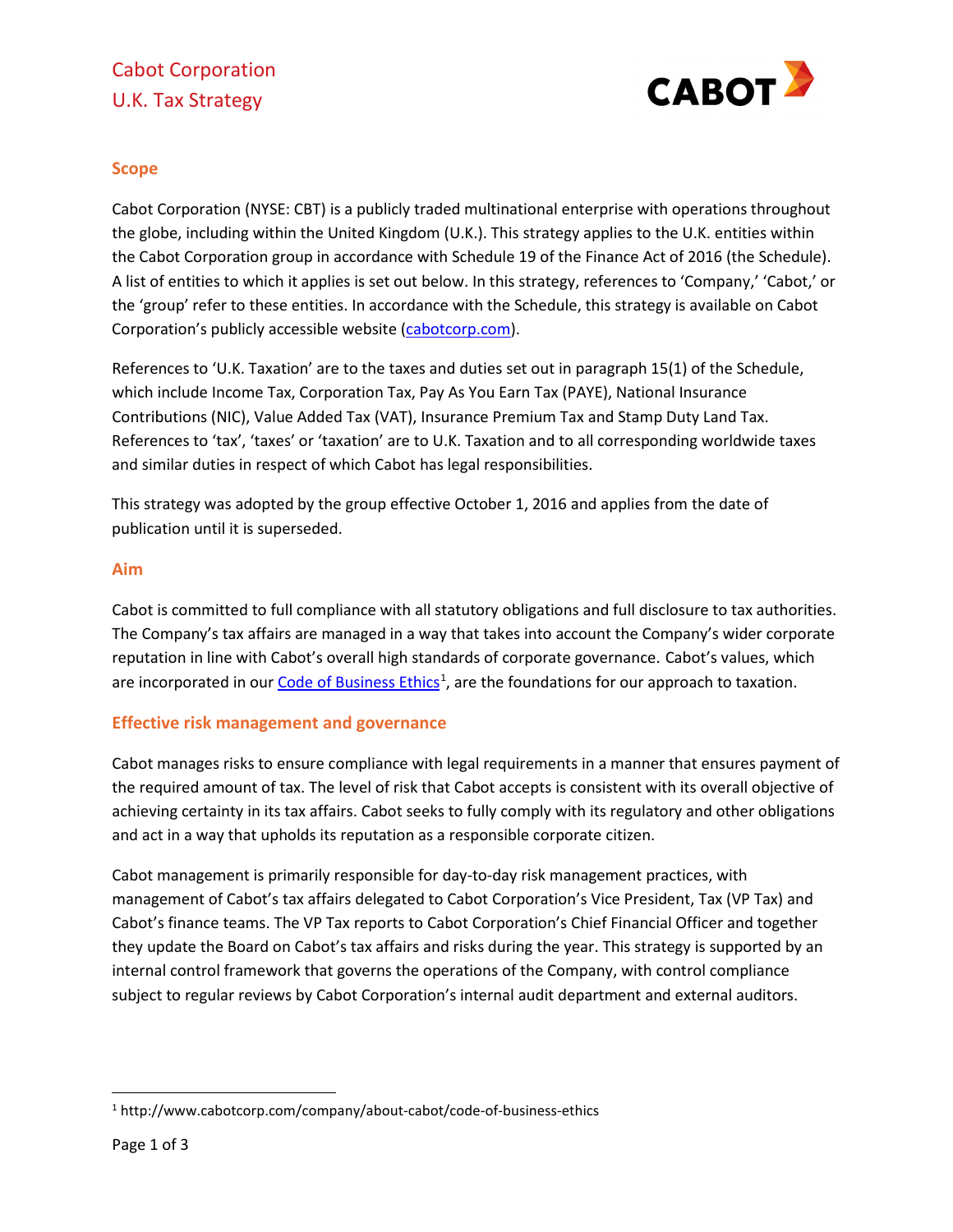# Cabot Corporation
# U.K. Tax Strategy

## Scope

Cabot Corporation (NYSE: CBT) is a publicly traded multinational enterprise with operations throughout the globe, including within the United Kingdom (U.K.). This strategy applies to the U.K. entities within the Cabot Corporation group in accordance with Schedule 19 of the Finance Act of 2016 (the Schedule). A list of entities to which it applies is set out below. In this strategy, references to 'Company,' 'Cabot,' or the 'group' refer to these entities. In accordance with the Schedule, this strategy is available on Cabot Corporation's publicly accessible website (cabotcorp.com).

References to 'U.K. Taxation' are to the taxes and duties set out in paragraph 15(1) of the Schedule, which include Income Tax, Corporation Tax, Pay As You Earn Tax (PAYE), National Insurance Contributions (NIC), Value Added Tax (VAT), Insurance Premium Tax and Stamp Duty Land Tax. References to 'tax', 'taxes' or 'taxation' are to U.K. Taxation and to all corresponding worldwide taxes and similar duties in respect of which Cabot has legal responsibilities.

This strategy was adopted by the group effective October 1, 2016 and applies from the date of publication until it is superseded.

## Aim

Cabot is committed to full compliance with all statutory obligations and full disclosure to tax authorities. The Company's tax affairs are managed in a way that takes into account the Company's wider corporate reputation in line with Cabot's overall high standards of corporate governance. Cabot's values, which are incorporated in our Code of Business Ethics[1], are the foundations for our approach to taxation.

## Effective risk management and governance

Cabot manages risks to ensure compliance with legal requirements in a manner that ensures payment of the required amount of tax. The level of risk that Cabot accepts is consistent with its overall objective of achieving certainty in its tax affairs. Cabot seeks to fully comply with its regulatory and other obligations and act in a way that upholds its reputation as a responsible corporate citizen.

Cabot management is primarily responsible for day-to-day risk management practices, with management of Cabot's tax affairs delegated to Cabot Corporation's Vice President, Tax (VP Tax) and Cabot's finance teams. The VP Tax reports to Cabot Corporation's Chief Financial Officer and together they update the Board on Cabot's tax affairs and risks during the year. This strategy is supported by an internal control framework that governs the operations of the Company, with control compliance subject to regular reviews by Cabot Corporation's internal audit department and external auditors.

[1] http://www.cabotcorp.com/company/about-cabot/code-of-business-ethics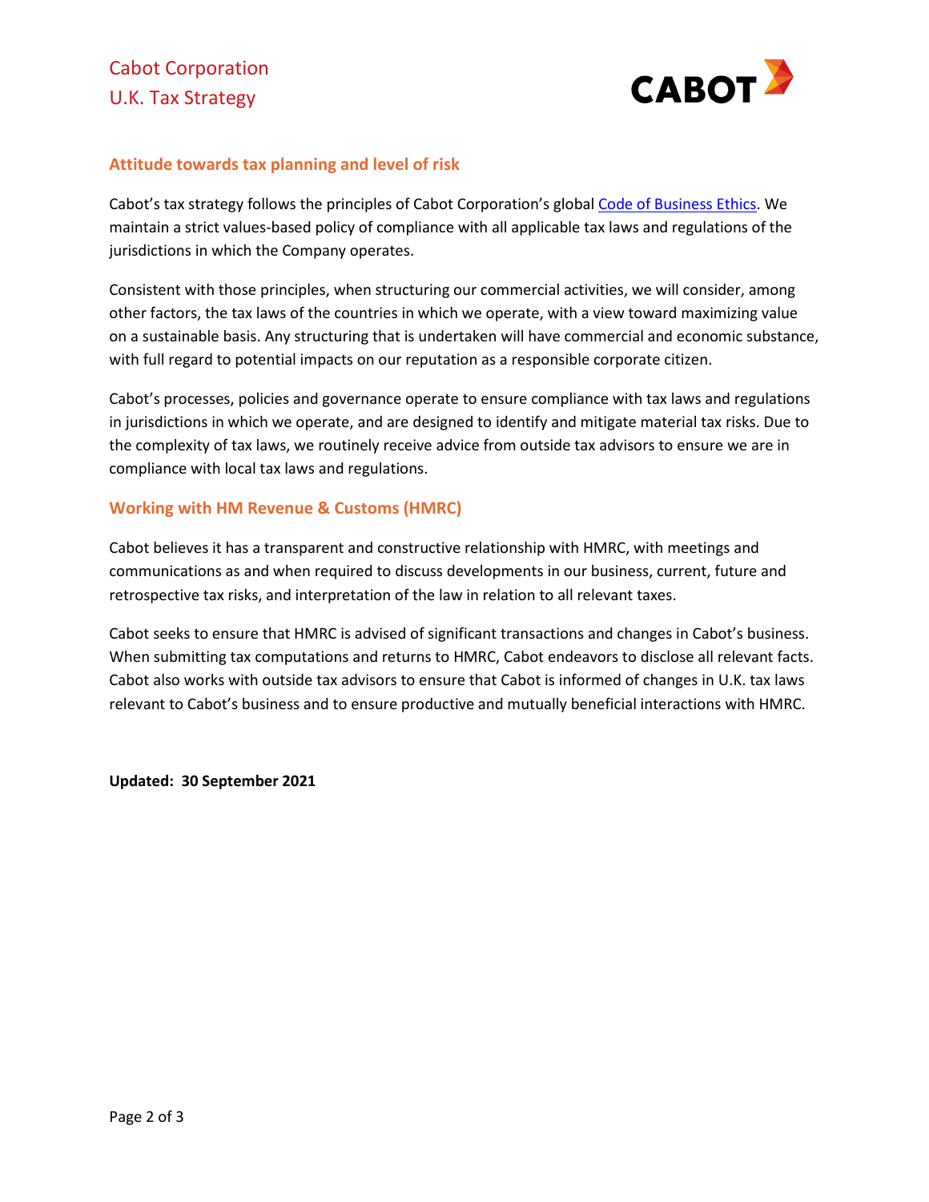# Cabot Corporation
# U.K. Tax Strategy

## Attitude towards tax planning and level of risk

Cabot's tax strategy follows the principles of Cabot Corporation's global Code of Business Ethics. We maintain a strict values-based policy of compliance with all applicable tax laws and regulations of the jurisdictions in which the Company operates.

Consistent with those principles, when structuring our commercial activities, we will consider, among other factors, the tax laws of the countries in which we operate, with a view toward maximizing value on a sustainable basis. Any structuring that is undertaken will have commercial and economic substance, with full regard to potential impacts on our reputation as a responsible corporate citizen.

Cabot's processes, policies and governance operate to ensure compliance with tax laws and regulations in jurisdictions in which we operate, and are designed to identify and mitigate material tax risks. Due to the complexity of tax laws, we routinely receive advice from outside tax advisors to ensure we are in compliance with local tax laws and regulations.

## Working with HM Revenue & Customs (HMRC)

Cabot believes it has a transparent and constructive relationship with HMRC, with meetings and communications as and when required to discuss developments in our business, current, future and retrospective tax risks, and interpretation of the law in relation to all relevant taxes.

Cabot seeks to ensure that HMRC is advised of significant transactions and changes in Cabot's business. When submitting tax computations and returns to HMRC, Cabot endeavors to disclose all relevant facts. Cabot also works with outside tax advisors to ensure that Cabot is informed of changes in U.K. tax laws relevant to Cabot's business and to ensure productive and mutually beneficial interactions with HMRC.

**Updated: 30 September 2021**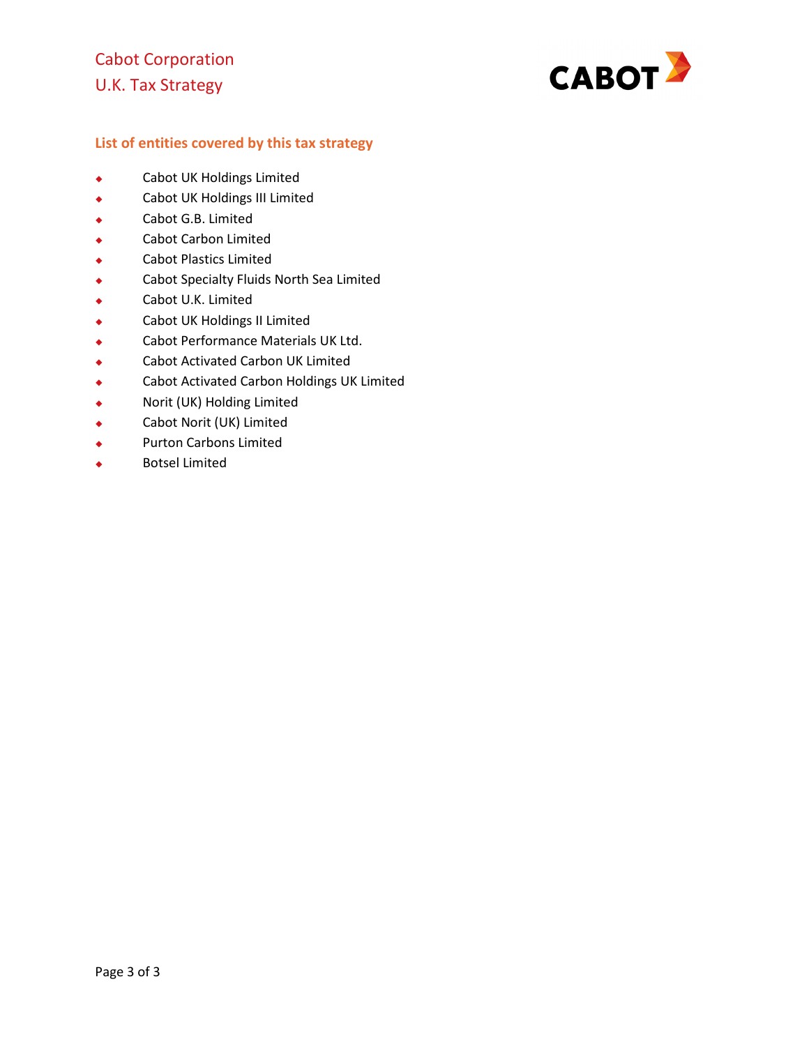## List of entities covered by this tax strategy

- Cabot UK Holdings Limited
- Cabot UK Holdings III Limited
- Cabot G.B. Limited
- Cabot Carbon Limited
- Cabot Plastics Limited
- Cabot Specialty Fluids North Sea Limited
- Cabot U.K. Limited
- Cabot UK Holdings II Limited
- Cabot Performance Materials UK Ltd.
- Cabot Activated Carbon UK Limited
- Cabot Activated Carbon Holdings UK Limited
- Norit (UK) Holding Limited
- Cabot Norit (UK) Limited
- Purton Carbons Limited
- Botsel Limited